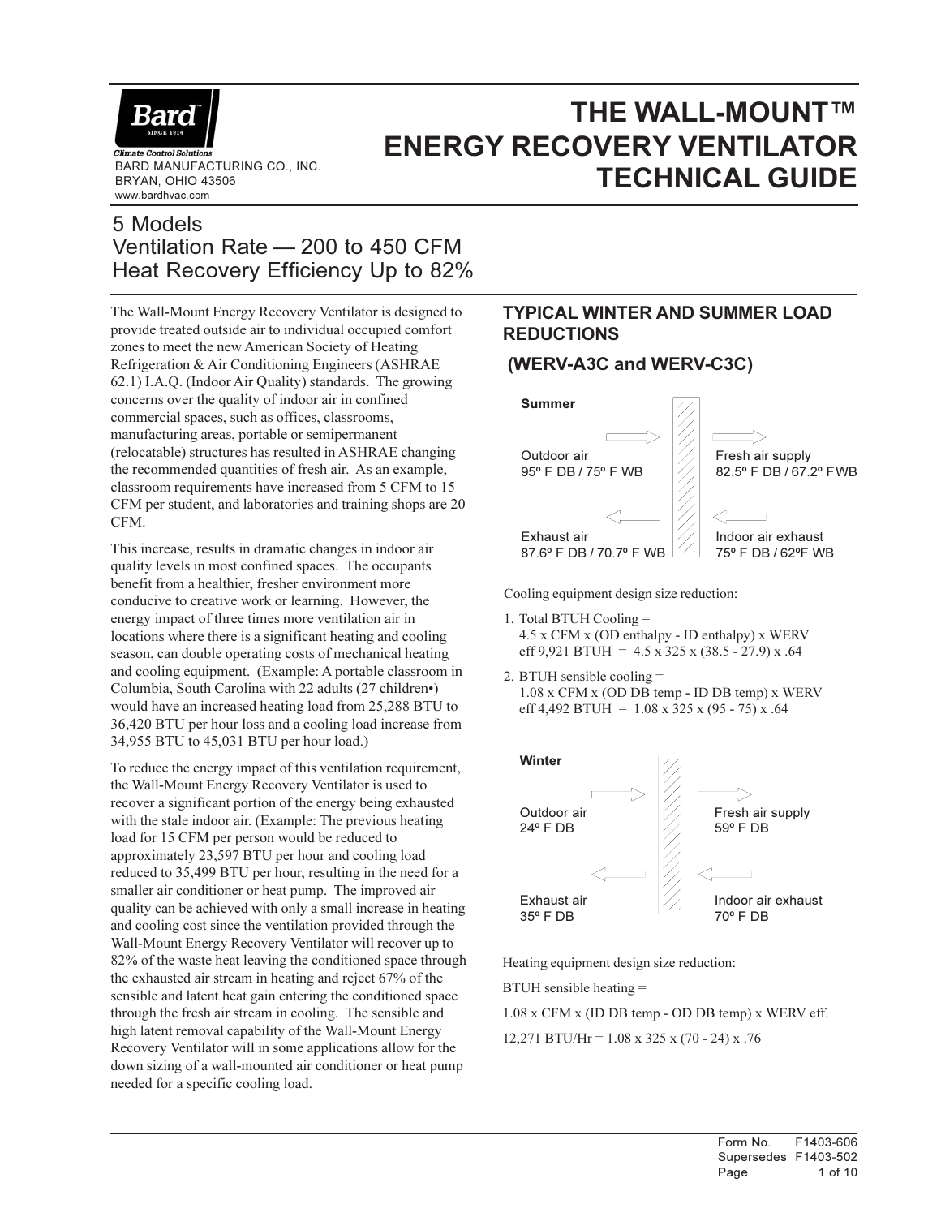Bard

*Climate Control Solutions*

BARD MANUFACTURING CO., INC.
BRYAN, OHIO 43506
www.bardhvac.com

# THE WALL-MOUNT™ ENERGY RECOVERY VENTILATOR TECHNICAL GUIDE

## 5 Models
## Ventilation Rate — 200 to 450 CFM
## Heat Recovery Efficiency Up to 82%

The Wall-Mount Energy Recovery Ventilator is designed to provide treated outside air to individual occupied comfort zones to meet the new American Society of Heating Refrigeration & Air Conditioning Engineers (ASHRAE 62.1) I.A.Q. (Indoor Air Quality) standards. The growing concerns over the quality of indoor air in confined commercial spaces, such as offices, classrooms, manufacturing areas, portable or semipermanent (relocatable) structures has resulted in ASHRAE changing the recommended quantities of fresh air. As an example, classroom requirements have increased from 5 CFM to 15 CFM per student, and laboratories and training shops are 20 CFM.

This increase, results in dramatic changes in indoor air quality levels in most confined spaces. The occupants benefit from a healthier, fresher environment more conducive to creative work or learning. However, the energy impact of three times more ventilation air in locations where there is a significant heating and cooling season, can double operating costs of mechanical heating and cooling equipment. (Example: A portable classroom in Columbia, South Carolina with 22 adults (27 children•) would have an increased heating load from 25,288 BTU to 36,420 BTU per hour loss and a cooling load increase from 34,955 BTU to 45,031 BTU per hour load.)

To reduce the energy impact of this ventilation requirement, the Wall-Mount Energy Recovery Ventilator is used to recover a significant portion of the energy being exhausted with the stale indoor air. (Example: The previous heating load for 15 CFM per person would be reduced to approximately 23,597 BTU per hour and cooling load reduced to 35,499 BTU per hour, resulting in the need for a smaller air conditioner or heat pump. The improved air quality can be achieved with only a small increase in heating and cooling cost since the ventilation provided through the Wall-Mount Energy Recovery Ventilator will recover up to 82% of the waste heat leaving the conditioned space through the exhausted air stream in heating and reject 67% of the sensible and latent heat gain entering the conditioned space through the fresh air stream in cooling. The sensible and high latent removal capability of the Wall-Mount Energy Recovery Ventilator will in some applications allow for the down sizing of a wall-mounted air conditioner or heat pump needed for a specific cooling load.

## TYPICAL WINTER AND SUMMER LOAD REDUCTIONS

### (WERV-A3C and WERV-C3C)

**Summer**

Outdoor air
95º F DB / 75º F WB

Fresh air supply
82.5º F DB / 67.2º F WB

Exhaust air
87.6º F DB / 70.7º F WB

Indoor air exhaust
75º F DB / 62ºF WB

Cooling equipment design size reduction:

1. Total BTUH Cooling =
   4.5 x CFM x (OD enthalpy - ID enthalpy) x WERV eff 9,921 BTUH = 4.5 x 325 x (38.5 - 27.9) x .64
2. BTUH sensible cooling =
   1.08 x CFM x (OD DB temp - ID DB temp) x WERV eff 4,492 BTUH = 1.08 x 325 x (95 - 75) x .64

**Winter**

Outdoor air
24º F DB

Fresh air supply
59º F DB

Exhaust air
35º F DB

Indoor air exhaust
70º F DB

Heating equipment design size reduction:

BTUH sensible heating =

1.08 x CFM x (ID DB temp - OD DB temp) x WERV eff.

12,271 BTU/Hr = 1.08 x 325 x (70 - 24) x .76

Form No. F1403-606
Supersedes F1403-502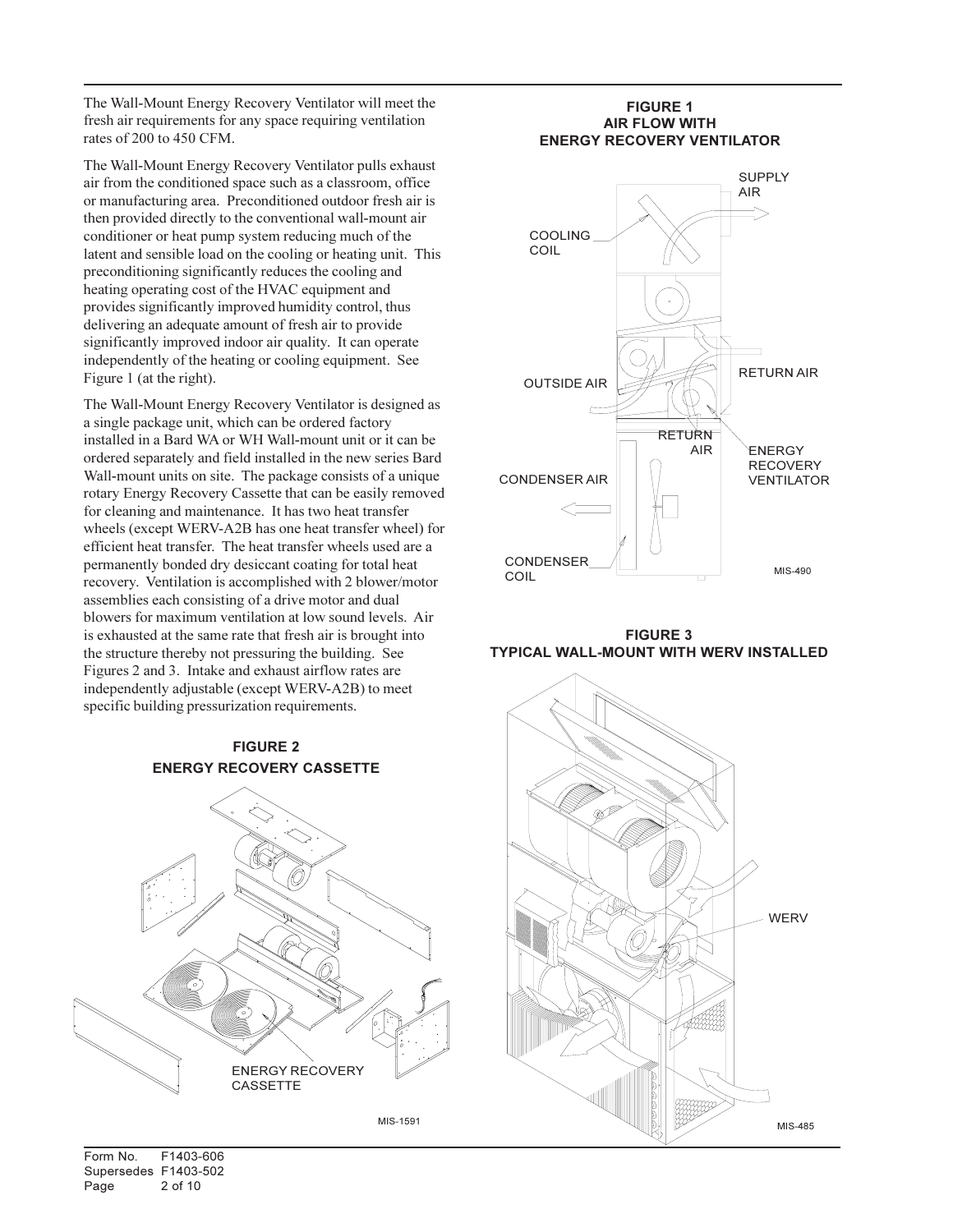The Wall-Mount Energy Recovery Ventilator will meet the fresh air requirements for any space requiring ventilation rates of 200 to 450 CFM.

The Wall-Mount Energy Recovery Ventilator pulls exhaust air from the conditioned space such as a classroom, office or manufacturing area. Preconditioned outdoor fresh air is then provided directly to the conventional wall-mount air conditioner or heat pump system reducing much of the latent and sensible load on the cooling or heating unit. This preconditioning significantly reduces the cooling and heating operating cost of the HVAC equipment and provides significantly improved humidity control, thus delivering an adequate amount of fresh air to provide significantly improved indoor air quality. It can operate independently of the heating or cooling equipment. See Figure 1 (at the right).

The Wall-Mount Energy Recovery Ventilator is designed as a single package unit, which can be ordered factory installed in a Bard WA or WH Wall-mount unit or it can be ordered separately and field installed in the new series Bard Wall-mount units on site. The package consists of a unique rotary Energy Recovery Cassette that can be easily removed for cleaning and maintenance. It has two heat transfer wheels (except WERV-A2B has one heat transfer wheel) for efficient heat transfer. The heat transfer wheels used are a permanently bonded dry desiccant coating for total heat recovery. Ventilation is accomplished with 2 blower/motor assemblies each consisting of a drive motor and dual blowers for maximum ventilation at low sound levels. Air is exhausted at the same rate that fresh air is brought into the structure thereby not pressuring the building. See Figures 2 and 3. Intake and exhaust airflow rates are independently adjustable (except WERV-A2B) to meet specific building pressurization requirements.

**FIGURE 1**
**AIR FLOW WITH ENERGY RECOVERY VENTILATOR**

SUPPLY AIR, COOLING COIL, OUTSIDE AIR, RETURN AIR, RETURN AIR, ENERGY RECOVERY VENTILATOR, CONDENSER AIR, CONDENSER COIL

MIS-490

**FIGURE 2**
**ENERGY RECOVERY CASSETTE**

ENERGY RECOVERY CASSETTE

MIS-1591

**FIGURE 3**
**TYPICAL WALL-MOUNT WITH WERV INSTALLED**

WERV

MIS-485

Form No. F1403-606
Supersedes F1403-502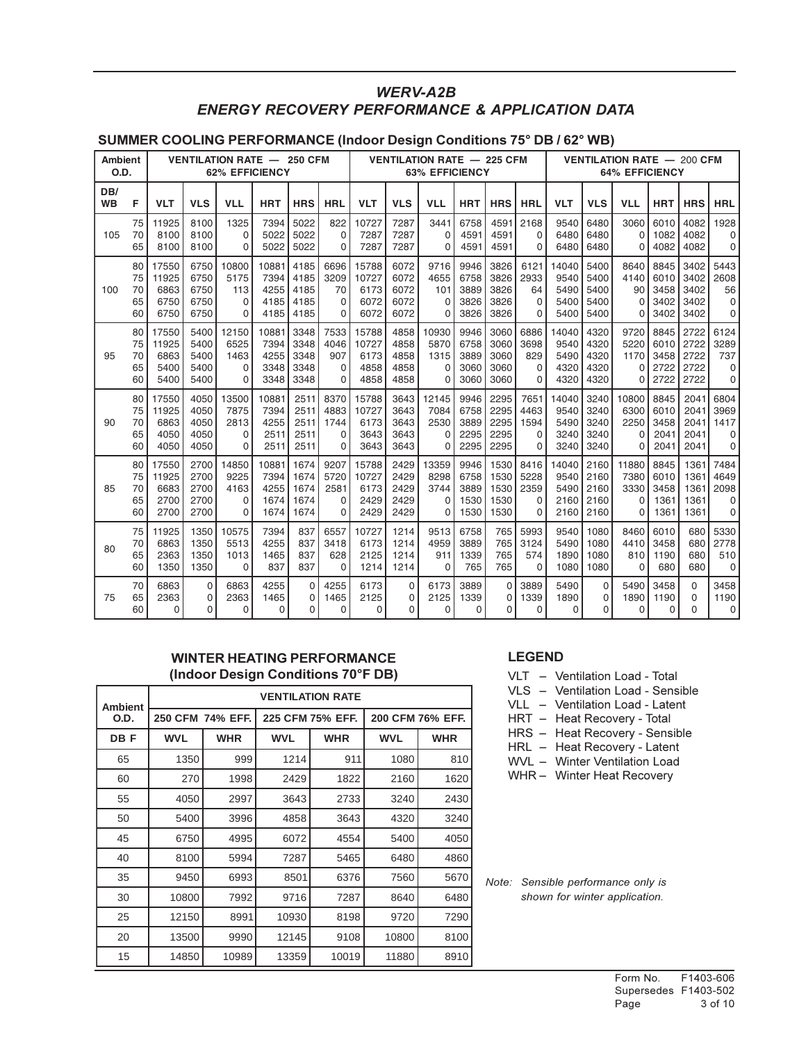# WERV-A2B

## ENERGY RECOVERY PERFORMANCE & APPLICATION DATA

### SUMMER COOLING PERFORMANCE (Indoor Design Conditions 75° DB / 62° WB)

| Ambient O.D. | | VENTILATION RATE — 250 CFM 62% EFFICIENCY | | | | | | VENTILATION RATE — 225 CFM 63% EFFICIENCY | | | | | | VENTILATION RATE — 200 CFM 64% EFFICIENCY | | | | | |
|---|---|---|---|---|---|---|---|---|---|---|---|---|---|---|---|---|---|---|---|
| DB/ WB | F | VLT | VLS | VLL | HRT | HRS | HRL | VLT | VLS | VLL | HRT | HRS | HRL | VLT | VLS | VLL | HRT | HRS | HRL |
| 105 | 75 | 11925 | 8100 | 1325 | 7394 | 5022 | 822 | 10727 | 7287 | 3441 | 6758 | 4591 | 2168 | 9540 | 6480 | 3060 | 6010 | 4082 | 1928 |
| | 70 | 8100 | 8100 | 0 | 5022 | 5022 | 0 | 7287 | 7287 | 0 | 4591 | 4591 | 0 | 6480 | 6480 | 0 | 1082 | 4082 | 0 |
| | 65 | 8100 | 8100 | 0 | 5022 | 5022 | 0 | 7287 | 7287 | 0 | 4591 | 4591 | 0 | 6480 | 6480 | 0 | 4082 | 4082 | 0 |
| 100 | 80 | 17550 | 6750 | 10800 | 10881 | 4185 | 6696 | 15788 | 6072 | 9716 | 9946 | 3826 | 6121 | 14040 | 5400 | 8640 | 8845 | 3402 | 5443 |
| | 75 | 11925 | 6750 | 5175 | 7394 | 4185 | 3209 | 10727 | 6072 | 4655 | 6758 | 3826 | 2933 | 9540 | 5400 | 4140 | 6010 | 3402 | 2608 |
| | 70 | 6863 | 6750 | 113 | 4255 | 4185 | 70 | 6173 | 6072 | 101 | 3889 | 3826 | 64 | 5490 | 5400 | 90 | 3458 | 3402 | 56 |
| | 65 | 6750 | 6750 | 0 | 4185 | 4185 | 0 | 6072 | 6072 | 0 | 3826 | 3826 | 0 | 5400 | 5400 | 0 | 3402 | 3402 | 0 |
| | 60 | 6750 | 6750 | 0 | 4185 | 4185 | 0 | 6072 | 6072 | 0 | 3826 | 3826 | 0 | 5400 | 5400 | 0 | 3402 | 3402 | 0 |
| 95 | 80 | 17550 | 5400 | 12150 | 10881 | 3348 | 7533 | 15788 | 4858 | 10930 | 9946 | 3060 | 6886 | 14040 | 4320 | 9720 | 8845 | 2722 | 6124 |
| | 75 | 11925 | 5400 | 6525 | 7394 | 3348 | 4046 | 10727 | 4858 | 5870 | 6758 | 3060 | 3698 | 9540 | 4320 | 5220 | 6010 | 2722 | 3289 |
| | 70 | 6863 | 5400 | 1463 | 4255 | 3348 | 907 | 6173 | 4858 | 1315 | 3889 | 3060 | 829 | 5490 | 4320 | 1170 | 3458 | 2722 | 737 |
| | 65 | 5400 | 5400 | 0 | 3348 | 3348 | 0 | 4858 | 4858 | 0 | 3060 | 3060 | 0 | 4320 | 4320 | 0 | 2722 | 2722 | 0 |
| | 60 | 5400 | 5400 | 0 | 3348 | 3348 | 0 | 4858 | 4858 | 0 | 3060 | 3060 | 0 | 4320 | 4320 | 0 | 2722 | 2722 | 0 |
| 90 | 80 | 17550 | 4050 | 13500 | 10881 | 2511 | 8370 | 15788 | 3643 | 12145 | 9946 | 2295 | 7651 | 14040 | 3240 | 10800 | 8845 | 2041 | 6804 |
| | 75 | 11925 | 4050 | 7875 | 7394 | 2511 | 4883 | 10727 | 3643 | 7084 | 6758 | 2295 | 4463 | 9540 | 3240 | 6300 | 6010 | 2041 | 3969 |
| | 70 | 6863 | 4050 | 2813 | 4255 | 2511 | 1744 | 6173 | 3643 | 2530 | 3889 | 2295 | 1594 | 5490 | 3240 | 2250 | 3458 | 2041 | 1417 |
| | 65 | 4050 | 4050 | 0 | 2511 | 2511 | 0 | 3643 | 3643 | 0 | 2295 | 2295 | 0 | 3240 | 3240 | 0 | 2041 | 2041 | 0 |
| | 60 | 4050 | 4050 | 0 | 2511 | 2511 | 0 | 3643 | 3643 | 0 | 2295 | 2295 | 0 | 3240 | 3240 | 0 | 2041 | 2041 | 0 |
| 85 | 80 | 17550 | 2700 | 14850 | 10881 | 1674 | 9207 | 15788 | 2429 | 13359 | 9946 | 1530 | 8416 | 14040 | 2160 | 11880 | 8845 | 1361 | 7484 |
| | 75 | 11925 | 2700 | 9225 | 7394 | 1674 | 5720 | 10727 | 2429 | 8298 | 6758 | 1530 | 5228 | 9540 | 2160 | 7380 | 6010 | 3458 | 4649 |
| | 70 | 6683 | 2700 | 4163 | 4255 | 1674 | 2581 | 6173 | 2429 | 3744 | 3889 | 1530 | 2359 | 5490 | 2160 | 3330 | 3458 | 1361 | 2098 |
| | 65 | 2700 | 2700 | 0 | 1674 | 1674 | 0 | 2429 | 2429 | 0 | 1530 | 1530 | 0 | 2160 | 2160 | 0 | 1361 | 1361 | 0 |
| | 60 | 2700 | 2700 | 0 | 1674 | 1674 | 0 | 2429 | 2429 | 0 | 1530 | 1530 | 0 | 2160 | 2160 | 0 | 1361 | 1361 | 0 |
| 80 | 75 | 11925 | 1350 | 10575 | 7394 | 837 | 6557 | 10727 | 1214 | 9513 | 6758 | 765 | 5993 | 9540 | 1080 | 8460 | 6010 | 680 | 5330 |
| | 70 | 6863 | 1350 | 5513 | 4255 | 837 | 3418 | 6173 | 1214 | 4959 | 3889 | 765 | 3124 | 5490 | 1080 | 4410 | 3458 | 680 | 2778 |
| | 65 | 2363 | 1350 | 1013 | 1465 | 837 | 628 | 2125 | 1214 | 911 | 1339 | 765 | 574 | 1890 | 1080 | 810 | 1190 | 680 | 510 |
| | 60 | 1350 | 1350 | 0 | 837 | 837 | 0 | 1214 | 1214 | 0 | 765 | 765 | 0 | 1080 | 1080 | 0 | 680 | 680 | 0 |
| 75 | 70 | 6863 | 0 | 6863 | 4255 | 0 | 4255 | 6173 | 0 | 6173 | 3889 | 0 | 3889 | 5490 | 0 | 5490 | 3458 | 0 | 3458 |
| | 65 | 2363 | 0 | 2363 | 1465 | 0 | 1465 | 2125 | 0 | 2125 | 1339 | 0 | 1339 | 1890 | 0 | 1890 | 1190 | 0 | 1190 |
| | 60 | 0 | 0 | 0 | 0 | 0 | 0 | 0 | 0 | 0 | 0 | 0 | 0 | 0 | 0 | 0 | 0 | 0 | 0 |

### WINTER HEATING PERFORMANCE (Indoor Design Conditions 70°F DB)

| Ambient O.D. | VENTILATION RATE | | | | | |
|---|---|---|---|---|---|---|
| | 250 CFM 74% EFF. | | 225 CFM 75% EFF. | | 200 CFM 76% EFF. | |
| DB F | WVL | WHR | WVL | WHR | WVL | WHR |
| 65 | 1350 | 999 | 1214 | 911 | 1080 | 810 |
| 60 | 270 | 1998 | 2429 | 1822 | 2160 | 1620 |
| 55 | 4050 | 2997 | 3643 | 2733 | 3240 | 2430 |
| 50 | 5400 | 3996 | 4858 | 3643 | 4320 | 3240 |
| 45 | 6750 | 4995 | 6072 | 4554 | 5400 | 4050 |
| 40 | 8100 | 5994 | 7287 | 5465 | 6480 | 4860 |
| 35 | 9450 | 6993 | 8501 | 6376 | 7560 | 5670 |
| 30 | 10800 | 7992 | 9716 | 7287 | 8640 | 6480 |
| 25 | 12150 | 8991 | 10930 | 8198 | 9720 | 7290 |
| 20 | 13500 | 9990 | 12145 | 9108 | 10800 | 8100 |
| 15 | 14850 | 10989 | 13359 | 10019 | 11880 | 8910 |

### LEGEND

- VLT – Ventilation Load - Total
- VLS – Ventilation Load - Sensible
- VLL – Ventilation Load - Latent
- HRT – Heat Recovery - Total
- HRS – Heat Recovery - Sensible
- HRL – Heat Recovery - Latent
- WVL – Winter Ventilation Load
- WHR – Winter Heat Recovery

*Note: Sensible performance only is shown for winter application.*

Form No. F1403-606
Supersedes F1403-502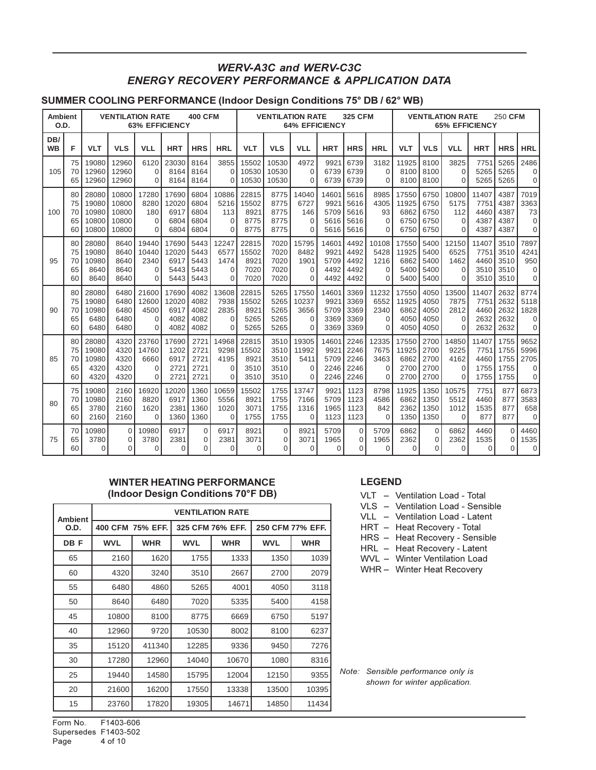## WERV-A3C and WERV-C3C
## ENERGY RECOVERY PERFORMANCE & APPLICATION DATA

### SUMMER COOLING PERFORMANCE (Indoor Design Conditions 75° DB / 62° WB)

| Ambient O.D. | | VENTILATION RATE 400 CFM 63% EFFICIENCY | | | | | | VENTILATION RATE 325 CFM 64% EFFICIENCY | | | | | | VENTILATION RATE 250 CFM 65% EFFICIENCY | | | | | |
|---|---|---|---|---|---|---|---|---|---|---|---|---|---|---|---|---|---|---|---|
| DB/WB | F | VLT | VLS | VLL | HRT | HRS | HRL | VLT | VLS | VLL | HRT | HRS | HRL | VLT | VLS | VLL | HRT | HRS | HRL |
| 105 | 75 | 19080 | 12960 | 6120 | 23030 | 8164 | 3855 | 15502 | 10530 | 4972 | 9921 | 6739 | 3182 | 11925 | 8100 | 3825 | 7751 | 5265 | 2486 |
| | 70 | 12960 | 12960 | 0 | 8164 | 8164 | 0 | 10530 | 10530 | 0 | 6739 | 6739 | 0 | 8100 | 8100 | 0 | 5265 | 5265 | 0 |
| | 65 | 12960 | 12960 | 0 | 8164 | 8164 | 0 | 10530 | 10530 | 0 | 6739 | 6739 | 0 | 8100 | 8100 | 0 | 5265 | 5265 | 0 |
| 100 | 80 | 28080 | 10800 | 17280 | 17690 | 6804 | 10886 | 22815 | 8775 | 14040 | 14601 | 5616 | 8985 | 17550 | 6750 | 10800 | 11407 | 4387 | 7019 |
| | 75 | 19080 | 10800 | 8280 | 12020 | 6804 | 5216 | 15502 | 8775 | 6727 | 9921 | 5616 | 4305 | 11925 | 6750 | 5175 | 7751 | 4387 | 3363 |
| | 70 | 10980 | 10800 | 180 | 6917 | 6804 | 113 | 8921 | 8775 | 146 | 5709 | 5616 | 93 | 6862 | 6750 | 112 | 4460 | 4387 | 73 |
| | 65 | 10800 | 10800 | 0 | 6804 | 6804 | 0 | 8775 | 8775 | 0 | 5616 | 5616 | 0 | 6750 | 6750 | 0 | 4387 | 4387 | 0 |
| | 60 | 10800 | 10800 | 0 | 6804 | 6804 | 0 | 8775 | 8775 | 0 | 5616 | 5616 | 0 | 6750 | 6750 | 0 | 4387 | 4387 | 0 |
| 95 | 80 | 28080 | 8640 | 19440 | 17690 | 5443 | 12247 | 22815 | 7020 | 15795 | 14601 | 4492 | 10108 | 17550 | 5400 | 12150 | 11407 | 3510 | 7897 |
| | 75 | 19080 | 8640 | 10440 | 12020 | 5443 | 6577 | 15502 | 7020 | 8482 | 9921 | 4492 | 5428 | 11925 | 5400 | 6525 | 7751 | 3510 | 4241 |
| | 70 | 10980 | 8640 | 2340 | 6917 | 5443 | 1474 | 8921 | 7020 | 1901 | 5709 | 4492 | 1216 | 6862 | 5400 | 1462 | 4460 | 3510 | 950 |
| | 65 | 8640 | 8640 | 0 | 5443 | 5443 | 0 | 7020 | 7020 | 0 | 4492 | 4492 | 0 | 5400 | 5400 | 0 | 3510 | 3510 | 0 |
| | 60 | 8640 | 8640 | 0 | 5443 | 5443 | 0 | 7020 | 7020 | 0 | 4492 | 4492 | 0 | 5400 | 5400 | 0 | 3510 | 3510 | 0 |
| 90 | 80 | 28080 | 6480 | 21600 | 17690 | 4082 | 13608 | 22815 | 5265 | 17550 | 14601 | 3369 | 11232 | 17550 | 4050 | 13500 | 11407 | 2632 | 8774 |
| | 75 | 19080 | 6480 | 12600 | 12020 | 4082 | 7938 | 15502 | 5265 | 10237 | 9921 | 3369 | 6552 | 11925 | 4050 | 7875 | 7751 | 2632 | 5118 |
| | 70 | 10980 | 6480 | 4500 | 6917 | 4082 | 2835 | 8921 | 5265 | 3656 | 5709 | 3369 | 2340 | 6862 | 4050 | 2812 | 4460 | 2632 | 1828 |
| | 65 | 6480 | 6480 | 0 | 4082 | 4082 | 0 | 5265 | 5265 | 0 | 3369 | 3369 | 0 | 4050 | 4050 | 0 | 2632 | 2632 | 0 |
| | 60 | 6480 | 6480 | 0 | 4082 | 4082 | 0 | 5265 | 5265 | 0 | 3369 | 3369 | 0 | 4050 | 4050 | 0 | 2632 | 2632 | 0 |
| 85 | 80 | 28080 | 4320 | 23760 | 17690 | 2721 | 14968 | 22815 | 3510 | 19305 | 14601 | 2246 | 12335 | 17550 | 2700 | 14850 | 11407 | 1755 | 9652 |
| | 75 | 19080 | 4320 | 14760 | 1202 | 2721 | 9298 | 15502 | 3510 | 11992 | 9921 | 2246 | 7675 | 11925 | 2700 | 9225 | 7751 | 1755 | 5996 |
| | 70 | 10980 | 4320 | 6660 | 6917 | 2721 | 4195 | 8921 | 3510 | 5411 | 5709 | 2246 | 3463 | 6862 | 2700 | 4162 | 4460 | 1755 | 2705 |
| | 65 | 4320 | 4320 | 0 | 2721 | 2721 | 0 | 3510 | 3510 | 0 | 2246 | 2246 | 0 | 2700 | 2700 | 0 | 1755 | 1755 | 0 |
| | 60 | 4320 | 4320 | 0 | 2721 | 2721 | 0 | 3510 | 3510 | 0 | 2246 | 2246 | 0 | 2700 | 2700 | 0 | 1755 | 1755 | 0 |
| 80 | 75 | 19080 | 2160 | 16920 | 12020 | 1360 | 10659 | 15502 | 1755 | 13747 | 9921 | 1123 | 8798 | 11925 | 1350 | 10575 | 7751 | 877 | 6873 |
| | 70 | 10980 | 2160 | 8820 | 6917 | 1360 | 5556 | 8921 | 1755 | 7166 | 5709 | 1123 | 4586 | 6862 | 1350 | 5512 | 4460 | 877 | 3583 |
| | 65 | 3780 | 2160 | 1620 | 2381 | 1360 | 1020 | 3071 | 1755 | 1316 | 1965 | 1123 | 842 | 2362 | 1350 | 1012 | 1535 | 877 | 658 |
| | 60 | 2160 | 2160 | 0 | 1360 | 1360 | 0 | 1755 | 1755 | 0 | 1123 | 1123 | 0 | 1350 | 1350 | 0 | 877 | 877 | 0 |
| 75 | 70 | 10980 | 0 | 10980 | 6917 | 0 | 6917 | 8921 | 0 | 8921 | 5709 | 0 | 5709 | 6862 | 0 | 6862 | 4460 | 0 | 4460 |
| | 65 | 3780 | 0 | 3780 | 2381 | 0 | 2381 | 3071 | 0 | 3071 | 1965 | 0 | 1965 | 2362 | 0 | 2362 | 1535 | 0 | 1535 |
| | 60 | 0 | 0 | 0 | 0 | 0 | 0 | 0 | 0 | 0 | 0 | 0 | 0 | 0 | 0 | 0 | 0 | 0 | 0 |

### WINTER HEATING PERFORMANCE (Indoor Design Conditions 70°F DB)

| Ambient O.D. | VENTILATION RATE | | | | | |
|---|---|---|---|---|---|---|
| | 400 CFM 75% EFF. | | 325 CFM 76% EFF. | | 250 CFM 77% EFF. | |
| DB F | WVL | WHR | WVL | WHR | WVL | WHR |
| 65 | 2160 | 1620 | 1755 | 1333 | 1350 | 1039 |
| 60 | 4320 | 3240 | 3510 | 2667 | 2700 | 2079 |
| 55 | 6480 | 4860 | 5265 | 4001 | 4050 | 3118 |
| 50 | 8640 | 6480 | 7020 | 5335 | 5400 | 4158 |
| 45 | 10800 | 8100 | 8775 | 6669 | 6750 | 5197 |
| 40 | 12960 | 9720 | 10530 | 8002 | 8100 | 6237 |
| 35 | 15120 | 411340 | 12285 | 9336 | 9450 | 7276 |
| 30 | 17280 | 12960 | 14040 | 10670 | 1080 | 8316 |
| 25 | 19440 | 14580 | 15795 | 12004 | 12150 | 9355 |
| 20 | 21600 | 16200 | 17550 | 13338 | 13500 | 10395 |
| 15 | 23760 | 17820 | 19305 | 14671 | 14850 | 11434 |

### LEGEND

- VLT – Ventilation Load - Total
- VLS – Ventilation Load - Sensible
- VLL – Ventilation Load - Latent
- HRT – Heat Recovery - Total
- HRS – Heat Recovery - Sensible
- HRL – Heat Recovery - Latent
- WVL – Winter Ventilation Load
- WHR – Winter Heat Recovery

*Note: Sensible performance only is shown for winter application.*

Form No. F1403-606
Supersedes F1403-502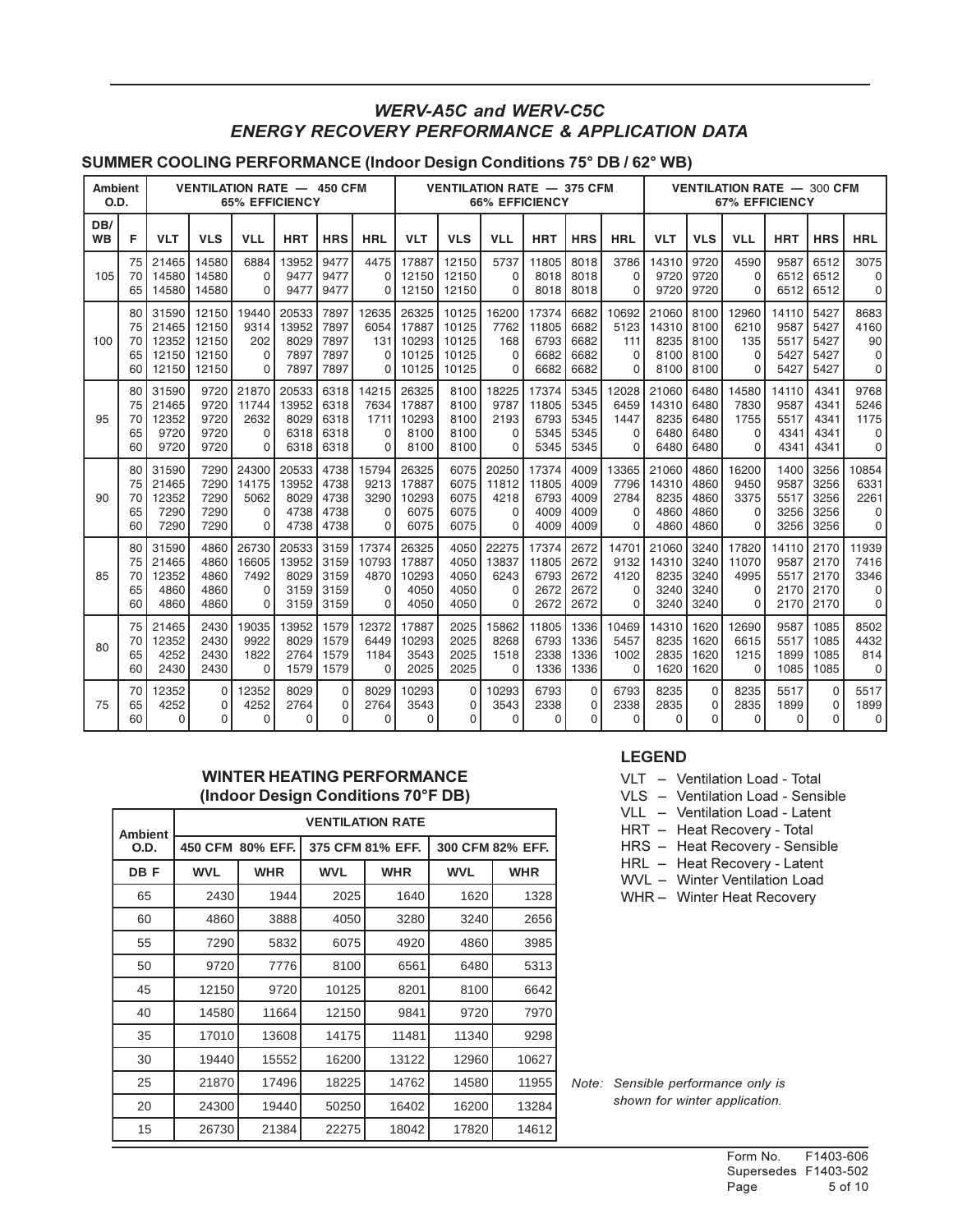## WERV-A5C and WERV-C5C
## ENERGY RECOVERY PERFORMANCE & APPLICATION DATA

### SUMMER COOLING PERFORMANCE (Indoor Design Conditions 75° DB / 62° WB)

| Ambient O.D. | | VENTILATION RATE — 450 CFM 65% EFFICIENCY | | | | | | VENTILATION RATE — 375 CFM 66% EFFICIENCY | | | | | | VENTILATION RATE — 300 CFM 67% EFFICIENCY | | | | | |
|---|---|---|---|---|---|---|---|---|---|---|---|---|---|---|---|---|---|---|---|
| DB/WB | F | VLT | VLS | VLL | HRT | HRS | HRL | VLT | VLS | VLL | HRT | HRS | HRL | VLT | VLS | VLL | HRT | HRS | HRL |
| 105 | 75 | 21465 | 14580 | 6884 | 13952 | 9477 | 4475 | 17887 | 12150 | 5737 | 11805 | 8018 | 3786 | 14310 | 9720 | 4590 | 9587 | 6512 | 3075 |
| | 70 | 14580 | 14580 | 0 | 9477 | 9477 | 0 | 12150 | 12150 | 0 | 8018 | 8018 | 0 | 9720 | 9720 | 0 | 6512 | 6512 | 0 |
| | 65 | 14580 | 14580 | 0 | 9477 | 9477 | 0 | 12150 | 12150 | 0 | 8018 | 8018 | 0 | 9720 | 9720 | 0 | 6512 | 6512 | 0 |
| 100 | 80 | 31590 | 12150 | 19440 | 20533 | 7897 | 12635 | 26325 | 10125 | 16200 | 17374 | 6682 | 10692 | 21060 | 8100 | 12960 | 14110 | 5427 | 8683 |
| | 75 | 21465 | 12150 | 9314 | 13952 | 7897 | 6054 | 17887 | 10125 | 7762 | 11805 | 6682 | 5123 | 14310 | 8100 | 6210 | 9587 | 5427 | 4160 |
| | 70 | 12352 | 12150 | 202 | 8029 | 7897 | 131 | 10293 | 10125 | 168 | 6793 | 6682 | 111 | 8235 | 8100 | 135 | 5517 | 5427 | 90 |
| | 65 | 12150 | 12150 | 0 | 7897 | 7897 | 0 | 10125 | 10125 | 0 | 6682 | 6682 | 0 | 8100 | 8100 | 0 | 5427 | 5427 | 0 |
| | 60 | 12150 | 12150 | 0 | 7897 | 7897 | 0 | 10125 | 10125 | 0 | 6682 | 6682 | 0 | 8100 | 8100 | 0 | 5427 | 5427 | 0 |
| 95 | 80 | 31590 | 9720 | 21870 | 20533 | 6318 | 14215 | 26325 | 8100 | 18225 | 17374 | 5345 | 12028 | 21060 | 6480 | 14580 | 14110 | 4341 | 9768 |
| | 75 | 21465 | 9720 | 11744 | 13952 | 6318 | 7634 | 17887 | 8100 | 9787 | 11805 | 5345 | 6459 | 14310 | 6480 | 7830 | 9587 | 4341 | 5246 |
| | 70 | 12352 | 9720 | 2632 | 8029 | 6318 | 1711 | 10293 | 8100 | 2193 | 6793 | 5345 | 1447 | 8235 | 6480 | 1755 | 5517 | 4341 | 1175 |
| | 65 | 9720 | 9720 | 0 | 6318 | 6318 | 0 | 8100 | 8100 | 0 | 5345 | 5345 | 0 | 6480 | 6480 | 0 | 4341 | 4341 | 0 |
| | 60 | 9720 | 9720 | 0 | 6318 | 6318 | 0 | 8100 | 8100 | 0 | 5345 | 5345 | 0 | 6480 | 6480 | 0 | 4341 | 4341 | 0 |
| 90 | 80 | 31590 | 7290 | 24300 | 20533 | 4738 | 15794 | 26325 | 6075 | 20250 | 17374 | 4009 | 13365 | 21060 | 4860 | 16200 | 1400 | 3256 | 10854 |
| | 75 | 21465 | 7290 | 14175 | 13952 | 4738 | 9213 | 17887 | 6075 | 11812 | 11805 | 4009 | 7796 | 14310 | 4860 | 9450 | 9587 | 3256 | 6331 |
| | 70 | 12352 | 7290 | 5062 | 8029 | 4738 | 3290 | 10293 | 6075 | 4218 | 6793 | 4009 | 2784 | 8235 | 4860 | 3375 | 5517 | 3256 | 2261 |
| | 65 | 7290 | 7290 | 0 | 4738 | 4738 | 0 | 6075 | 6075 | 0 | 4009 | 4009 | 0 | 4860 | 4860 | 0 | 3256 | 3256 | 0 |
| | 60 | 7290 | 7290 | 0 | 4738 | 4738 | 0 | 6075 | 6075 | 0 | 4009 | 4009 | 0 | 4860 | 4860 | 0 | 3256 | 3256 | 0 |
| 85 | 80 | 31590 | 4860 | 26730 | 20533 | 3159 | 17374 | 26325 | 4050 | 22275 | 17374 | 2672 | 14701 | 21060 | 3240 | 17820 | 14110 | 2170 | 11939 |
| | 75 | 21465 | 4860 | 16605 | 13952 | 3159 | 10793 | 17887 | 4050 | 13837 | 11805 | 2672 | 9132 | 14310 | 3240 | 11070 | 9587 | 2170 | 7416 |
| | 70 | 12352 | 4860 | 7492 | 8029 | 3159 | 4870 | 10293 | 4050 | 6243 | 6793 | 2672 | 4120 | 8235 | 3240 | 4995 | 5517 | 2170 | 3346 |
| | 65 | 4860 | 4860 | 0 | 3159 | 3159 | 0 | 4050 | 4050 | 0 | 2672 | 2672 | 0 | 3240 | 3240 | 0 | 2170 | 2170 | 0 |
| | 60 | 4860 | 4860 | 0 | 3159 | 3159 | 0 | 4050 | 4050 | 0 | 2672 | 2672 | 0 | 3240 | 3240 | 0 | 2170 | 2170 | 0 |
| 80 | 75 | 21465 | 2430 | 19035 | 13952 | 1579 | 12372 | 17887 | 2025 | 15862 | 11805 | 1336 | 10469 | 14310 | 1620 | 12690 | 9587 | 1085 | 8502 |
| | 70 | 12352 | 2430 | 9922 | 8029 | 1579 | 6449 | 10293 | 2025 | 8268 | 6793 | 1336 | 5457 | 8235 | 1620 | 6615 | 5517 | 1085 | 4432 |
| | 65 | 4252 | 2430 | 1822 | 2764 | 1579 | 1184 | 3543 | 2025 | 1518 | 2338 | 1336 | 1002 | 2835 | 1620 | 1215 | 1899 | 1085 | 814 |
| | 60 | 2430 | 2430 | 0 | 1579 | 1579 | 0 | 2025 | 2025 | 0 | 1336 | 1336 | 0 | 1620 | 1620 | 0 | 1085 | 1085 | 0 |
| 75 | 70 | 12352 | 0 | 12352 | 8029 | 0 | 8029 | 10293 | 0 | 10293 | 6793 | 0 | 6793 | 8235 | 0 | 8235 | 5517 | 0 | 5517 |
| | 65 | 4252 | 0 | 4252 | 2764 | 0 | 2764 | 3543 | 0 | 3543 | 2338 | 0 | 2338 | 2835 | 0 | 2835 | 1899 | 0 | 1899 |
| | 60 | 0 | 0 | 0 | 0 | 0 | 0 | 0 | 0 | 0 | 0 | 0 | 0 | 0 | 0 | 0 | 0 | 0 | 0 |

### WINTER HEATING PERFORMANCE (Indoor Design Conditions 70°F DB)

| Ambient O.D. | VENTILATION RATE | | | | | |
|---|---|---|---|---|---|---|
| | 450 CFM 80% EFF. | | 375 CFM 81% EFF. | | 300 CFM 82% EFF. | |
| DB F | WVL | WHR | WVL | WHR | WVL | WHR |
| 65 | 2430 | 1944 | 2025 | 1640 | 1620 | 1328 |
| 60 | 4860 | 3888 | 4050 | 3280 | 3240 | 2656 |
| 55 | 7290 | 5832 | 6075 | 4920 | 4860 | 3985 |
| 50 | 9720 | 7776 | 8100 | 6561 | 6480 | 5313 |
| 45 | 12150 | 9720 | 10125 | 8201 | 8100 | 6642 |
| 40 | 14580 | 11664 | 12150 | 9841 | 9720 | 7970 |
| 35 | 17010 | 13608 | 14175 | 11481 | 11340 | 9298 |
| 30 | 19440 | 15552 | 16200 | 13122 | 12960 | 10627 |
| 25 | 21870 | 17496 | 18225 | 14762 | 14580 | 11955 |
| 20 | 24300 | 19440 | 50250 | 16402 | 16200 | 13284 |
| 15 | 26730 | 21384 | 22275 | 18042 | 17820 | 14612 |

### LEGEND

- VLT – Ventilation Load - Total
- VLS – Ventilation Load - Sensible
- VLL – Ventilation Load - Latent
- HRT – Heat Recovery - Total
- HRS – Heat Recovery - Sensible
- HRL – Heat Recovery - Latent
- WVL – Winter Ventilation Load
- WHR – Winter Heat Recovery

*Note: Sensible performance only is shown for winter application.*

Form No. F1403-606
Supersedes F1403-502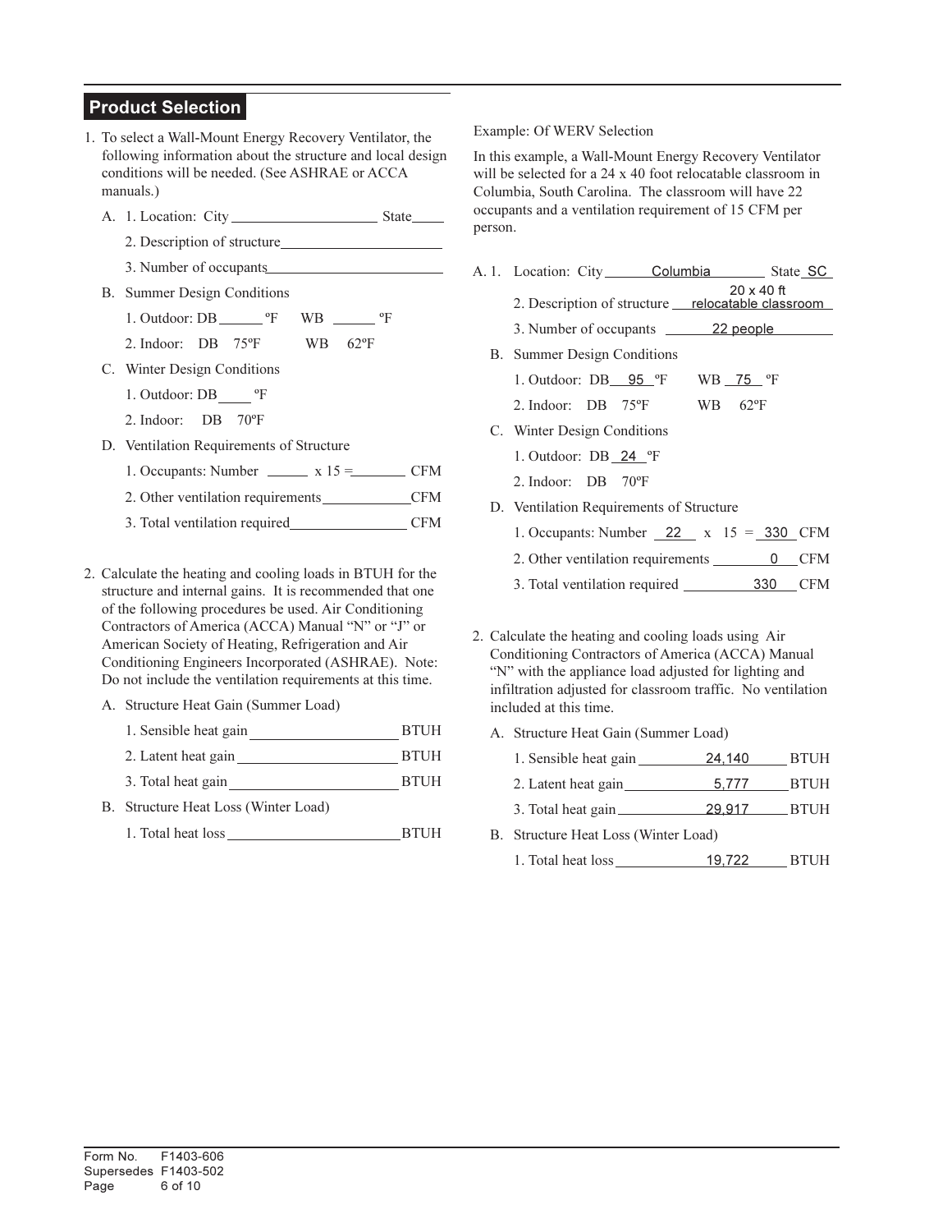## Product Selection

1. To select a Wall-Mount Energy Recovery Ventilator, the following information about the structure and local design conditions will be needed. (See ASHRAE or ACCA manuals.)

   A. 1. Location: City ____________________ State_____

   2. Description of structure ______________________

   3. Number of occupants ______________________

   B. Summer Design Conditions

   1. Outdoor: DB ______ ºF WB ______ ºF

   2. Indoor: DB 75ºF WB 62ºF

   C. Winter Design Conditions

   1. Outdoor: DB _____ ºF

   2. Indoor: DB 70ºF

   D. Ventilation Requirements of Structure

   1. Occupants: Number ______ x 15 = ________ CFM

   2. Other ventilation requirements ____________ CFM

   3. Total ventilation required ________________ CFM

2. Calculate the heating and cooling loads in BTUH for the structure and internal gains. It is recommended that one of the following procedures be used. Air Conditioning Contractors of America (ACCA) Manual "N" or "J" or American Society of Heating, Refrigeration and Air Conditioning Engineers Incorporated (ASHRAE). Note: Do not include the ventilation requirements at this time.

   A. Structure Heat Gain (Summer Load)

   1. Sensible heat gain ____________________ BTUH

   2. Latent heat gain ____________________ BTUH

   3. Total heat gain ____________________ BTUH

   B. Structure Heat Loss (Winter Load)

   1. Total heat loss ______________________ BTUH

Example: Of WERV Selection

In this example, a Wall-Mount Energy Recovery Ventilator will be selected for a 24 x 40 foot relocatable classroom in Columbia, South Carolina. The classroom will have 22 occupants and a ventilation requirement of 15 CFM per person.

A. 1. Location: City Columbia State SC

   2. Description of structure 20 x 40 ft relocatable classroom

   3. Number of occupants 22 people

   B. Summer Design Conditions

   1. Outdoor: DB 95 ºF WB 75 ºF

   2. Indoor: DB 75ºF WB 62ºF

   C. Winter Design Conditions

   1. Outdoor: DB 24 ºF

   2. Indoor: DB 70ºF

   D. Ventilation Requirements of Structure

   1. Occupants: Number 22 x 15 = 330 CFM

   2. Other ventilation requirements 0 CFM

   3. Total ventilation required 330 CFM

2. Calculate the heating and cooling loads using Air Conditioning Contractors of America (ACCA) Manual "N" with the appliance load adjusted for lighting and infiltration adjusted for classroom traffic. No ventilation included at this time.

   A. Structure Heat Gain (Summer Load)

   1. Sensible heat gain 24,140 BTUH

   2. Latent heat gain 5,777 BTUH

   3. Total heat gain 29,917 BTUH

   B. Structure Heat Loss (Winter Load)

   1. Total heat loss 19,722 BTUH

Form No. F1403-606
Supersedes F1403-502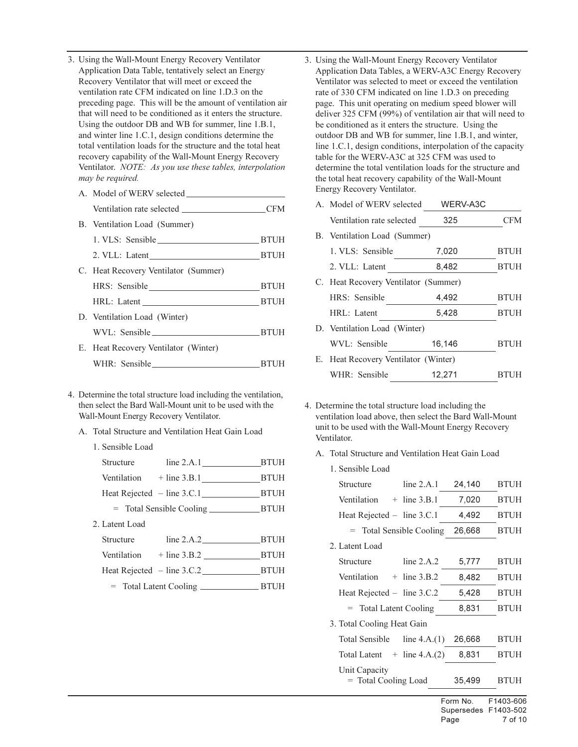3. Using the Wall-Mount Energy Recovery Ventilator Application Data Table, tentatively select an Energy Recovery Ventilator that will meet or exceed the ventilation rate CFM indicated on line 1.D.3 on the preceding page. This will be the amount of ventilation air that will need to be conditioned as it enters the structure. Using the outdoor DB and WB for summer, line 1.B.1, and winter line 1.C.1, design conditions determine the total ventilation loads for the structure and the total heat recovery capability of the Wall-Mount Energy Recovery Ventilator. *NOTE: As you use these tables, interpolation may be required.*

   A. Model of WERV selected ______________________

      Ventilation rate selected ______________________ CFM

   B. Ventilation Load (Summer)

      1. VLS: Sensible ______________________ BTUH

      2. VLL: Latent ______________________ BTUH

   C. Heat Recovery Ventilator (Summer)

      HRS: Sensible ______________________ BTUH

      HRL: Latent ______________________ BTUH

   D. Ventilation Load (Winter)

      WVL: Sensible ______________________ BTUH

   E. Heat Recovery Ventilator (Winter)

      WHR: Sensible ______________________ BTUH

4. Determine the total structure load including the ventilation, then select the Bard Wall-Mount unit to be used with the Wall-Mount Energy Recovery Ventilator.

   A. Total Structure and Ventilation Heat Gain Load

      1. Sensible Load

| | | | |
|---|---|---|---|
| Structure | line 2.A.1 | ____________ | BTUH |
| Ventilation | + line 3.B.1 | ____________ | BTUH |
| Heat Rejected | – line 3.C.1 | ____________ | BTUH |
| | = Total Sensible Cooling | ____________ | BTUH |

      2. Latent Load

| | | | |
|---|---|---|---|
| Structure | line 2.A.2 | ____________ | BTUH |
| Ventilation | + line 3.B.2 | ____________ | BTUH |
| Heat Rejected | – line 3.C.2 | ____________ | BTUH |
| | = Total Latent Cooling | ____________ | BTUH |

3. Using the Wall-Mount Energy Recovery Ventilator Application Data Tables, a WERV-A3C Energy Recovery Ventilator was selected to meet or exceed the ventilation rate of 330 CFM indicated on line 1.D.3 on preceding page. This unit operating on medium speed blower will deliver 325 CFM (99%) of ventilation air that will need to be conditioned as it enters the structure. Using the outdoor DB and WB for summer, line 1.B.1, and winter, line 1.C.1, design conditions, interpolation of the capacity table for the WERV-A3C at 325 CFM was used to determine the total ventilation loads for the structure and the total heat recovery capability of the Wall-Mount Energy Recovery Ventilator.

   A. Model of WERV selected WERV-A3C

      Ventilation rate selected 325 CFM

   B. Ventilation Load (Summer)

      1. VLS: Sensible 7,020 BTUH

      2. VLL: Latent 8,482 BTUH

   C. Heat Recovery Ventilator (Summer)

      HRS: Sensible 4,492 BTUH

      HRL: Latent 5,428 BTUH

   D. Ventilation Load (Winter)

      WVL: Sensible 16,146 BTUH

   E. Heat Recovery Ventilator (Winter)

      WHR: Sensible 12,271 BTUH

4. Determine the total structure load including the ventilation load above, then select the Bard Wall-Mount unit to be used with the Wall-Mount Energy Recovery Ventilator.

   A. Total Structure and Ventilation Heat Gain Load

      1. Sensible Load

| | | | |
|---|---|---|---|
| Structure | line 2.A.1 | 24,140 | BTUH |
| Ventilation | + line 3.B.1 | 7,020 | BTUH |
| Heat Rejected | – line 3.C.1 | 4,492 | BTUH |
| | = Total Sensible Cooling | 26,668 | BTUH |

      2. Latent Load

| | | | |
|---|---|---|---|
| Structure | line 2.A.2 | 5,777 | BTUH |
| Ventilation | + line 3.B.2 | 8,482 | BTUH |
| Heat Rejected | – line 3.C.2 | 5,428 | BTUH |
| | = Total Latent Cooling | 8,831 | BTUH |

      3. Total Cooling Heat Gain

| | | | |
|---|---|---|---|
| Total Sensible | line 4.A.(1) | 26,668 | BTUH |
| Total Latent | + line 4.A.(2) | 8,831 | BTUH |
| Unit Capacity | = Total Cooling Load | 35,499 | BTUH |

Form No. F1403-606
Supersedes F1403-502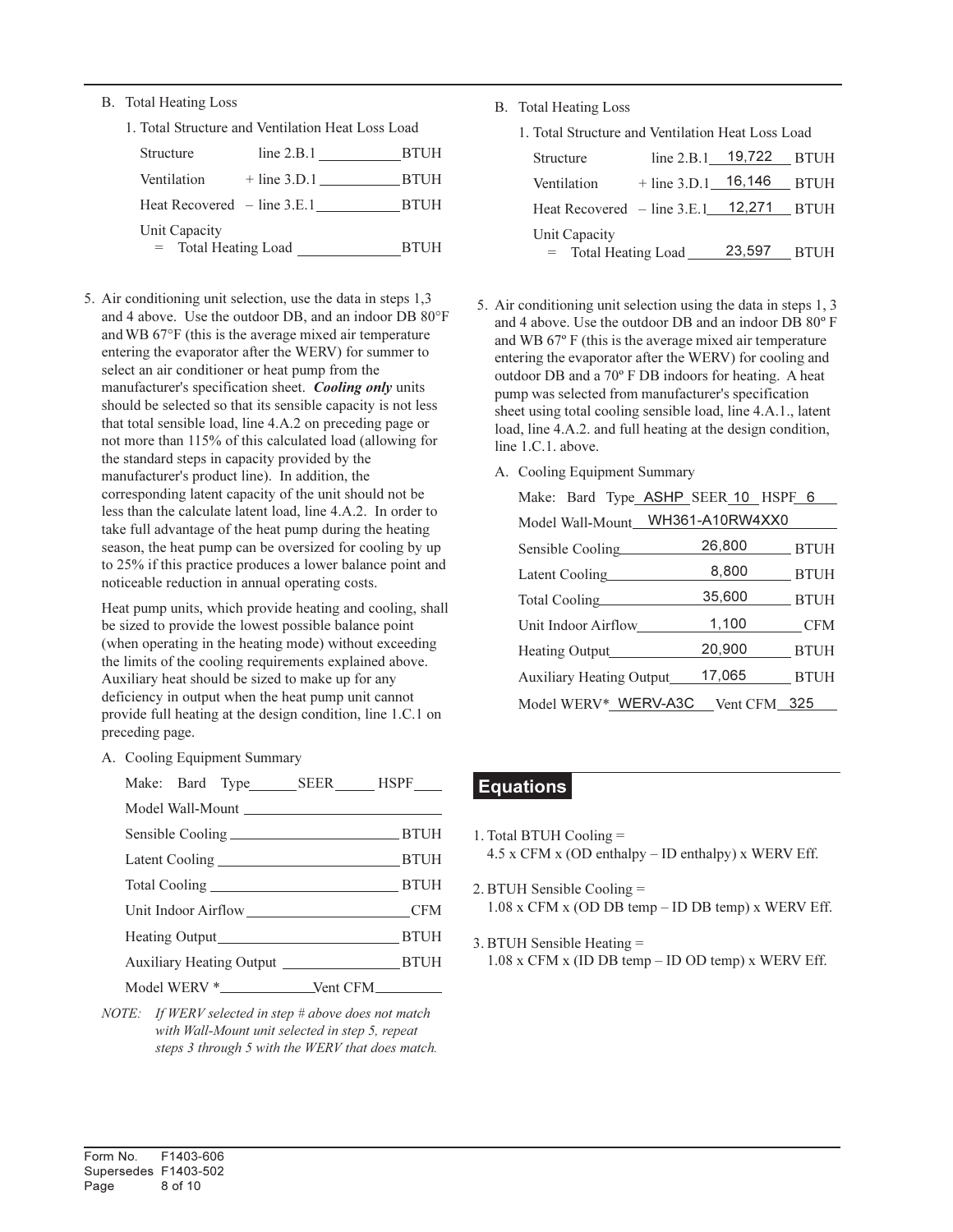B. Total Heating Loss

1. Total Structure and Ventilation Heat Loss Load

| | | |
|---|---|---|
| Structure | line 2.B.1 ___________ | BTUH |
| Ventilation | + line 3.D.1 ___________ | BTUH |
| Heat Recovered | – line 3.E.1 ___________ | BTUH |
| Unit Capacity = Total Heating Load | ___________ | BTUH |

5. Air conditioning unit selection, use the data in steps 1,3 and 4 above. Use the outdoor DB, and an indoor DB 80°F and WB 67°F (this is the average mixed air temperature entering the evaporator after the WERV) for summer to select an air conditioner or heat pump from the manufacturer's specification sheet. ***Cooling only*** units should be selected so that its sensible capacity is not less that total sensible load, line 4.A.2 on preceding page or not more than 115% of this calculated load (allowing for the standard steps in capacity provided by the manufacturer's product line). In addition, the corresponding latent capacity of the unit should not be less than the calculate latent load, line 4.A.2. In order to take full advantage of the heat pump during the heating season, the heat pump can be oversized for cooling by up to 25% if this practice produces a lower balance point and noticeable reduction in annual operating costs.

   Heat pump units, which provide heating and cooling, shall be sized to provide the lowest possible balance point (when operating in the heating mode) without exceeding the limits of the cooling requirements explained above. Auxiliary heat should be sized to make up for any deficiency in output when the heat pump unit cannot provide full heating at the design condition, line 1.C.1 on preceding page.

   A. Cooling Equipment Summary

   Make: Bard Type______ SEER_____ HSPF____

   Model Wall-Mount ___________________

   Sensible Cooling ___________________ BTUH

   Latent Cooling ___________________ BTUH

   Total Cooling ___________________ BTUH

   Unit Indoor Airflow ___________________ CFM

   Heating Output ___________________ BTUH

   Auxiliary Heating Output ___________________ BTUH

   Model WERV *____________ Vent CFM________

*NOTE: If WERV selected in step # above does not match with Wall-Mount unit selected in step 5, repeat steps 3 through 5 with the WERV that does match.*

B. Total Heating Loss

1. Total Structure and Ventilation Heat Loss Load

| | | |
|---|---|---|
| Structure | line 2.B.1 19,722 | BTUH |
| Ventilation | + line 3.D.1 16,146 | BTUH |
| Heat Recovered | – line 3.E.1 12,271 | BTUH |
| Unit Capacity = Total Heating Load | 23,597 | BTUH |

5. Air conditioning unit selection using the data in steps 1, 3 and 4 above. Use the outdoor DB and an indoor DB 80º F and WB 67º F (this is the average mixed air temperature entering the evaporator after the WERV) for cooling and outdoor DB and a 70º F DB indoors for heating. A heat pump was selected from manufacturer's specification sheet using total cooling sensible load, line 4.A.1., latent load, line 4.A.2. and full heating at the design condition, line 1.C.1. above.

   A. Cooling Equipment Summary

   Make: Bard Type ASHP SEER 10 HSPF 6

   Model Wall-Mount WH361-A10RW4XX0

   Sensible Cooling 26,800 BTUH

   Latent Cooling 8,800 BTUH

   Total Cooling 35,600 BTUH

   Unit Indoor Airflow 1,100 CFM

   Heating Output 20,900 BTUH

   Auxiliary Heating Output 17,065 BTUH

   Model WERV* WERV-A3C Vent CFM 325

## Equations

1. Total BTUH Cooling =
   4.5 x CFM x (OD enthalpy – ID enthalpy) x WERV Eff.

2. BTUH Sensible Cooling =
   1.08 x CFM x (OD DB temp – ID DB temp) x WERV Eff.

3. BTUH Sensible Heating =
   1.08 x CFM x (ID DB temp – ID OD temp) x WERV Eff.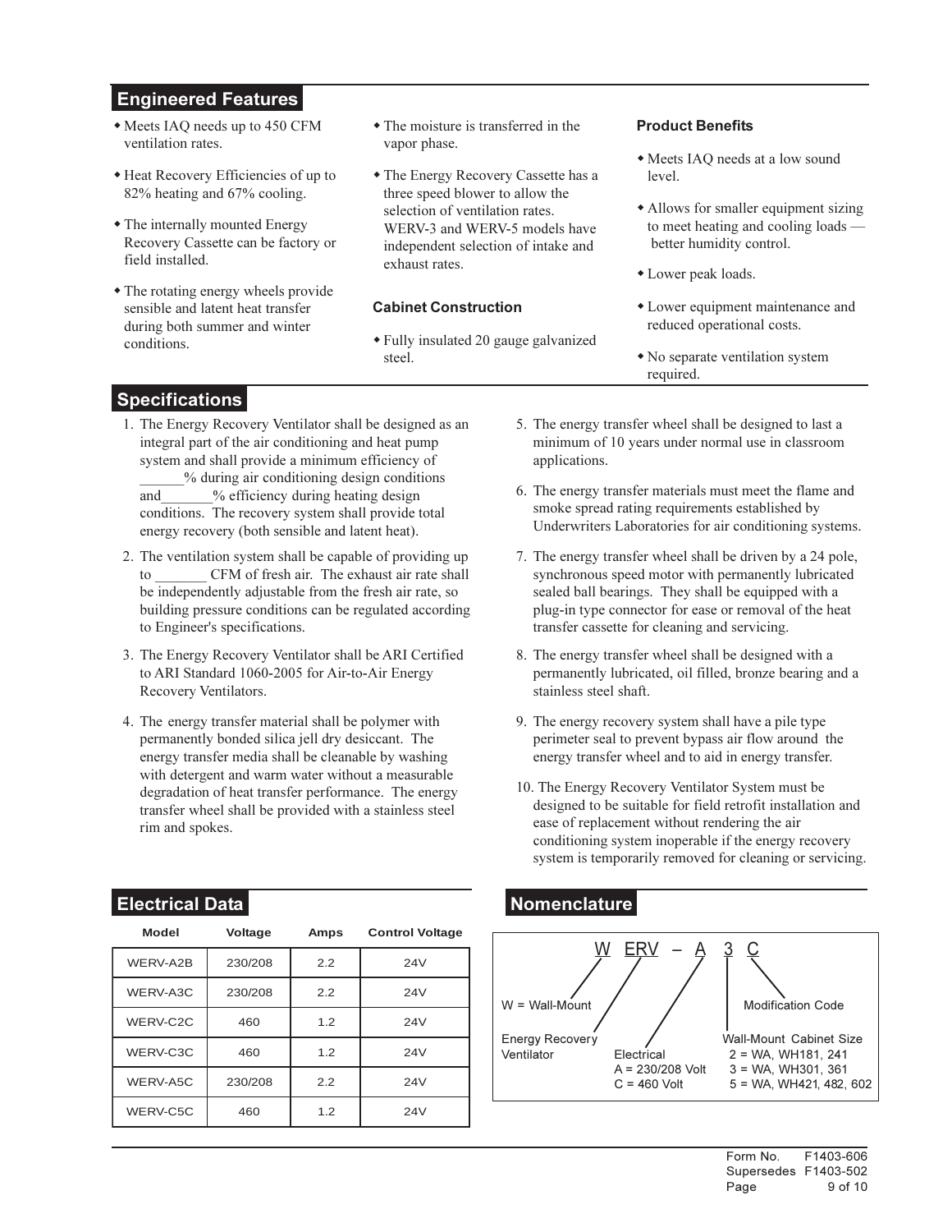## Engineered Features

- Meets IAQ needs up to 450 CFM ventilation rates.
- Heat Recovery Efficiencies of up to 82% heating and 67% cooling.
- The internally mounted Energy Recovery Cassette can be factory or field installed.
- The rotating energy wheels provide sensible and latent heat transfer during both summer and winter conditions.
- The moisture is transferred in the vapor phase.
- The Energy Recovery Cassette has a three speed blower to allow the selection of ventilation rates. WERV-3 and WERV-5 models have independent selection of intake and exhaust rates.

### Cabinet Construction

- Fully insulated 20 gauge galvanized steel.

### Product Benefits

- Meets IAQ needs at a low sound level.
- Allows for smaller equipment sizing to meet heating and cooling loads — better humidity control.
- Lower peak loads.
- Lower equipment maintenance and reduced operational costs.
- No separate ventilation system required.

## Specifications

1. The Energy Recovery Ventilator shall be designed as an integral part of the air conditioning and heat pump system and shall provide a minimum efficiency of ______% during air conditioning design conditions and_______% efficiency during heating design conditions. The recovery system shall provide total energy recovery (both sensible and latent heat).
2. The ventilation system shall be capable of providing up to _______ CFM of fresh air. The exhaust air rate shall be independently adjustable from the fresh air rate, so building pressure conditions can be regulated according to Engineer's specifications.
3. The Energy Recovery Ventilator shall be ARI Certified to ARI Standard 1060-2005 for Air-to-Air Energy Recovery Ventilators.
4. The energy transfer material shall be polymer with permanently bonded silica jell dry desiccant. The energy transfer media shall be cleanable by washing with detergent and warm water without a measurable degradation of heat transfer performance. The energy transfer wheel shall be provided with a stainless steel rim and spokes.
5. The energy transfer wheel shall be designed to last a minimum of 10 years under normal use in classroom applications.
6. The energy transfer materials must meet the flame and smoke spread rating requirements established by Underwriters Laboratories for air conditioning systems.
7. The energy transfer wheel shall be driven by a 24 pole, synchronous speed motor with permanently lubricated sealed ball bearings. They shall be equipped with a plug-in type connector for ease or removal of the heat transfer cassette for cleaning and servicing.
8. The energy transfer wheel shall be designed with a permanently lubricated, oil filled, bronze bearing and a stainless steel shaft.
9. The energy recovery system shall have a pile type perimeter seal to prevent bypass air flow around the energy transfer wheel and to aid in energy transfer.
10. The Energy Recovery Ventilator System must be designed to be suitable for field retrofit installation and ease of replacement without rendering the air conditioning system inoperable if the energy recovery system is temporarily removed for cleaning or servicing.

## Electrical Data

| Model | Voltage | Amps | Control Voltage |
|---|---|---|---|
| WERV-A2B | 230/208 | 2.2 | 24V |
| WERV-A3C | 230/208 | 2.2 | 24V |
| WERV-C2C | 460 | 1.2 | 24V |
| WERV-C3C | 460 | 1.2 | 24V |
| WERV-A5C | 230/208 | 2.2 | 24V |
| WERV-C5C | 460 | 1.2 | 24V |

## Nomenclature

W ERV – A 3 C

- W = Wall-Mount
- ERV = Energy Recovery Ventilator
- A = Electrical: A = 230/208 Volt, C = 460 Volt
- 3 = Wall-Mount Cabinet Size: 2 = WA, WH181, 241; 3 = WA, WH301, 361; 5 = WA, WH421, 482, 602
- C = Modification Code

Form No. F1403-606
Supersedes F1403-502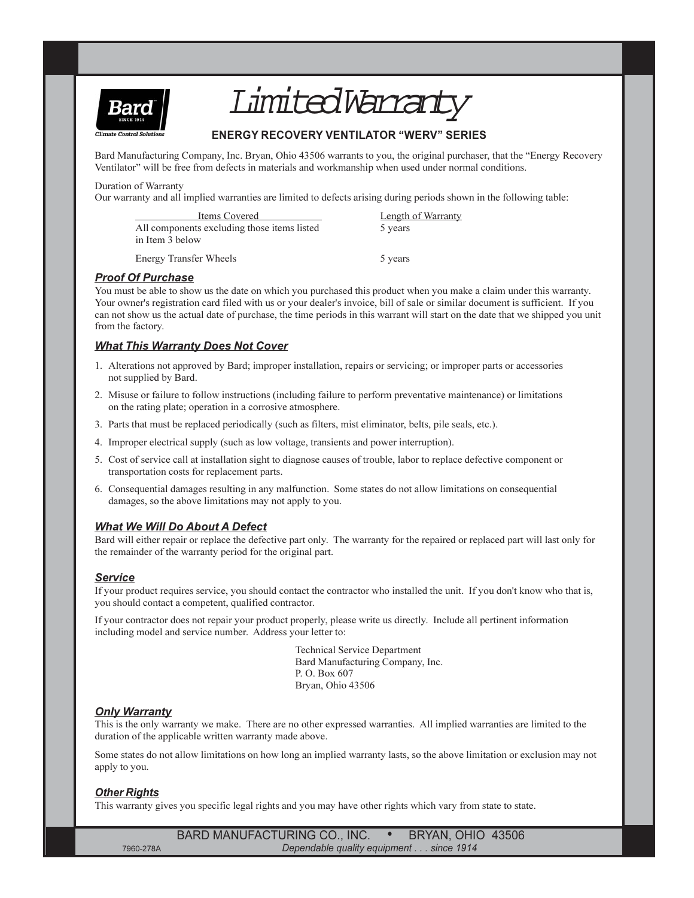# Limited Warranty

## ENERGY RECOVERY VENTILATOR "WERV" SERIES

Bard Manufacturing Company, Inc. Bryan, Ohio 43506 warrants to you, the original purchaser, that the "Energy Recovery Ventilator" will be free from defects in materials and workmanship when used under normal conditions.

Duration of Warranty
Our warranty and all implied warranties are limited to defects arising during periods shown in the following table:

| Items Covered | Length of Warranty |
| --- | --- |
| All components excluding those items listed in Item 3 below | 5 years |
| Energy Transfer Wheels | 5 years |

### *Proof Of Purchase*

You must be able to show us the date on which you purchased this product when you make a claim under this warranty. Your owner's registration card filed with us or your dealer's invoice, bill of sale or similar document is sufficient. If you can not show us the actual date of purchase, the time periods in this warrant will start on the date that we shipped you unit from the factory.

### *What This Warranty Does Not Cover*

1. Alterations not approved by Bard; improper installation, repairs or servicing; or improper parts or accessories not supplied by Bard.
2. Misuse or failure to follow instructions (including failure to perform preventative maintenance) or limitations on the rating plate; operation in a corrosive atmosphere.
3. Parts that must be replaced periodically (such as filters, mist eliminator, belts, pile seals, etc.).
4. Improper electrical supply (such as low voltage, transients and power interruption).
5. Cost of service call at installation sight to diagnose causes of trouble, labor to replace defective component or transportation costs for replacement parts.
6. Consequential damages resulting in any malfunction. Some states do not allow limitations on consequential damages, so the above limitations may not apply to you.

### *What We Will Do About A Defect*

Bard will either repair or replace the defective part only. The warranty for the repaired or replaced part will last only for the remainder of the warranty period for the original part.

### *Service*

If your product requires service, you should contact the contractor who installed the unit. If you don't know who that is, you should contact a competent, qualified contractor.

If your contractor does not repair your product properly, please write us directly. Include all pertinent information including model and service number. Address your letter to:

Technical Service Department
Bard Manufacturing Company, Inc.
P. O. Box 607
Bryan, Ohio 43506

### *Only Warranty*

This is the only warranty we make. There are no other expressed warranties. All implied warranties are limited to the duration of the applicable written warranty made above.

Some states do not allow limitations on how long an implied warranty lasts, so the above limitation or exclusion may not apply to you.

### *Other Rights*

This warranty gives you specific legal rights and you may have other rights which vary from state to state.

BARD MANUFACTURING CO., INC. • BRYAN, OHIO 43506

7960-278A

*Dependable quality equipment . . . since 1914*